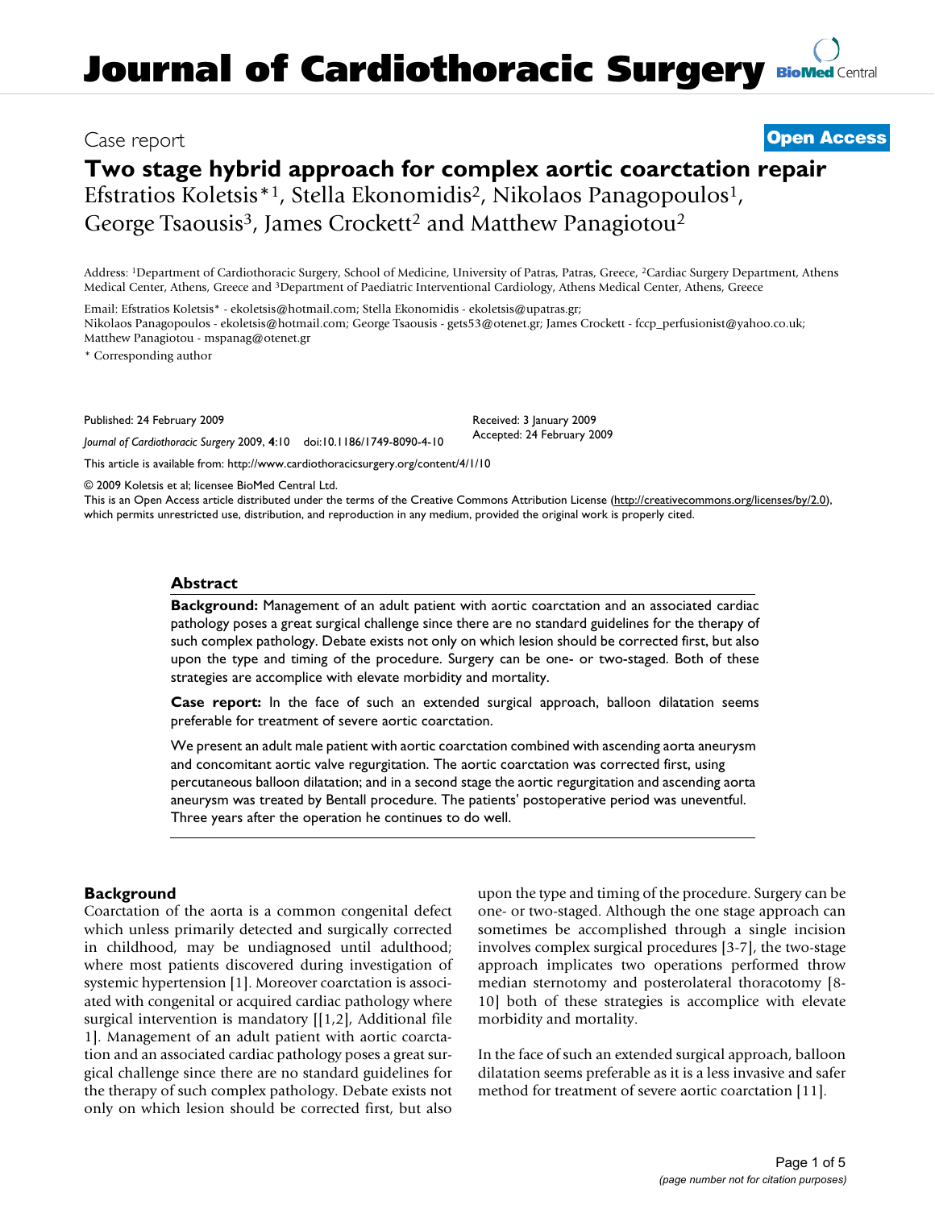# Journal of Cardiothoracic Surgery

Case report

**Open Access**

# Two stage hybrid approach for complex aortic coarctation repair

Efstratios Koletsis*[1], Stella Ekonomidis[2], Nikolaos Panagopoulos[1], George Tsaousis[3], James Crockett[2] and Matthew Panagiotou[2]

Address: [1]Department of Cardiothoracic Surgery, School of Medicine, University of Patras, Patras, Greece, [2]Cardiac Surgery Department, Athens Medical Center, Athens, Greece and [3]Department of Paediatric Interventional Cardiology, Athens Medical Center, Athens, Greece

Email: Efstratios Koletsis* - ekoletsis@hotmail.com; Stella Ekonomidis - ekoletsis@upatras.gr; Nikolaos Panagopoulos - ekoletsis@hotmail.com; George Tsaousis - gets53@otenet.gr; James Crockett - fccp_perfusionist@yahoo.co.uk; Matthew Panagiotou - mspanag@otenet.gr

\* Corresponding author

Published: 24 February 2009

*Journal of Cardiothoracic Surgery* 2009, **4**:10 doi:10.1186/1749-8090-4-10

Received: 3 January 2009
Accepted: 24 February 2009

This article is available from: http://www.cardiothoracicsurgery.org/content/4/1/10

© 2009 Koletsis et al; licensee BioMed Central Ltd.
This is an Open Access article distributed under the terms of the Creative Commons Attribution License (http://creativecommons.org/licenses/by/2.0), which permits unrestricted use, distribution, and reproduction in any medium, provided the original work is properly cited.

## Abstract

**Background:** Management of an adult patient with aortic coarctation and an associated cardiac pathology poses a great surgical challenge since there are no standard guidelines for the therapy of such complex pathology. Debate exists not only on which lesion should be corrected first, but also upon the type and timing of the procedure. Surgery can be one- or two-staged. Both of these strategies are accomplice with elevate morbidity and mortality.

**Case report:** In the face of such an extended surgical approach, balloon dilatation seems preferable for treatment of severe aortic coarctation.

We present an adult male patient with aortic coarctation combined with ascending aorta aneurysm and concomitant aortic valve regurgitation. The aortic coarctation was corrected first, using percutaneous balloon dilatation; and in a second stage the aortic regurgitation and ascending aorta aneurysm was treated by Bentall procedure. The patients' postoperative period was uneventful. Three years after the operation he continues to do well.

## Background

Coarctation of the aorta is a common congenital defect which unless primarily detected and surgically corrected in childhood, may be undiagnosed until adulthood; where most patients discovered during investigation of systemic hypertension [1]. Moreover coarctation is associated with congenital or acquired cardiac pathology where surgical intervention is mandatory [[1,2], Additional file 1]. Management of an adult patient with aortic coarctation and an associated cardiac pathology poses a great surgical challenge since there are no standard guidelines for the therapy of such complex pathology. Debate exists not only on which lesion should be corrected first, but also upon the type and timing of the procedure. Surgery can be one- or two-staged. Although the one stage approach can sometimes be accomplished through a single incision involves complex surgical procedures [3-7], the two-stage approach implicates two operations performed throw median sternotomy and posterolateral thoracotomy [8-10] both of these strategies is accomplice with elevate morbidity and mortality.

In the face of such an extended surgical approach, balloon dilatation seems preferable as it is a less invasive and safer method for treatment of severe aortic coarctation [11].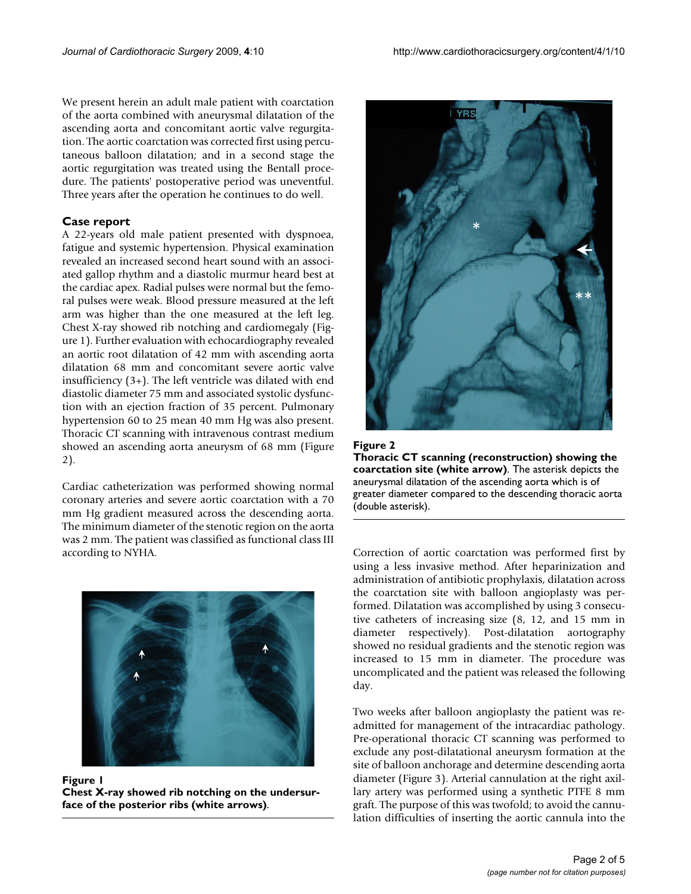We present herein an adult male patient with coarctation of the aorta combined with aneurysmal dilatation of the ascending aorta and concomitant aortic valve regurgitation. The aortic coarctation was corrected first using percutaneous balloon dilatation; and in a second stage the aortic regurgitation was treated using the Bentall procedure. The patients' postoperative period was uneventful. Three years after the operation he continues to do well.

## Case report

A 22-years old male patient presented with dyspnoea, fatigue and systemic hypertension. Physical examination revealed an increased second heart sound with an associated gallop rhythm and a diastolic murmur heard best at the cardiac apex. Radial pulses were normal but the femoral pulses were weak. Blood pressure measured at the left arm was higher than the one measured at the left leg. Chest X-ray showed rib notching and cardiomegaly (Figure 1). Further evaluation with echocardiography revealed an aortic root dilatation of 42 mm with ascending aorta dilatation 68 mm and concomitant severe aortic valve insufficiency (3+). The left ventricle was dilated with end diastolic diameter 75 mm and associated systolic dysfunction with an ejection fraction of 35 percent. Pulmonary hypertension 60 to 25 mean 40 mm Hg was also present. Thoracic CT scanning with intravenous contrast medium showed an ascending aorta aneurysm of 68 mm (Figure 2).

Cardiac catheterization was performed showing normal coronary arteries and severe aortic coarctation with a 70 mm Hg gradient measured across the descending aorta. The minimum diameter of the stenotic region on the aorta was 2 mm. The patient was classified as functional class III according to NYHA.

**Figure 1**
**Chest X-ray showed rib notching on the undersurface of the posterior ribs (white arrows).**

**Figure 2**
**Thoracic CT scanning (reconstruction) showing the coarctation site (white arrow)**. The asterisk depicts the aneurysmal dilatation of the ascending aorta which is of greater diameter compared to the descending thoracic aorta (double asterisk).

Correction of aortic coarctation was performed first by using a less invasive method. After heparinization and administration of antibiotic prophylaxis, dilatation across the coarctation site with balloon angioplasty was performed. Dilatation was accomplished by using 3 consecutive catheters of increasing size (8, 12, and 15 mm in diameter respectively). Post-dilatation aortography showed no residual gradients and the stenotic region was increased to 15 mm in diameter. The procedure was uncomplicated and the patient was released the following day.

Two weeks after balloon angioplasty the patient was re-admitted for management of the intracardiac pathology. Pre-operational thoracic CT scanning was performed to exclude any post-dilatational aneurysm formation at the site of balloon anchorage and determine descending aorta diameter (Figure 3). Arterial cannulation at the right axillary artery was performed using a synthetic PTFE 8 mm graft. The purpose of this was twofold; to avoid the cannulation difficulties of inserting the aortic cannula into the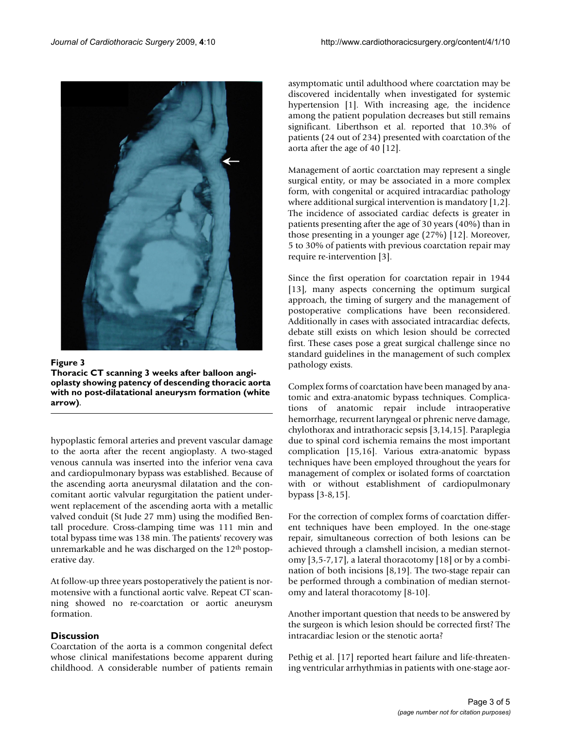**Figure 3**
**Thoracic CT scanning 3 weeks after balloon angioplasty showing patency of descending thoracic aorta with no post-dilatational aneurysm formation (white arrow).**

hypoplastic femoral arteries and prevent vascular damage to the aorta after the recent angioplasty. A two-staged venous cannula was inserted into the inferior vena cava and cardiopulmonary bypass was established. Because of the ascending aorta aneurysmal dilatation and the concomitant aortic valvular regurgitation the patient underwent replacement of the ascending aorta with a metallic valved conduit (St Jude 27 mm) using the modified Bentall procedure. Cross-clamping time was 111 min and total bypass time was 138 min. The patients' recovery was unremarkable and he was discharged on the 12th postoperative day.

At follow-up three years postoperatively the patient is normotensive with a functional aortic valve. Repeat CT scanning showed no re-coarctation or aortic aneurysm formation.

## Discussion

Coarctation of the aorta is a common congenital defect whose clinical manifestations become apparent during childhood. A considerable number of patients remain asymptomatic until adulthood where coarctation may be discovered incidentally when investigated for systemic hypertension [1]. With increasing age, the incidence among the patient population decreases but still remains significant. Liberthson et al. reported that 10.3% of patients (24 out of 234) presented with coarctation of the aorta after the age of 40 [12].

Management of aortic coarctation may represent a single surgical entity, or may be associated in a more complex form, with congenital or acquired intracardiac pathology where additional surgical intervention is mandatory [1,2]. The incidence of associated cardiac defects is greater in patients presenting after the age of 30 years (40%) than in those presenting in a younger age (27%) [12]. Moreover, 5 to 30% of patients with previous coarctation repair may require re-intervention [3].

Since the first operation for coarctation repair in 1944 [13], many aspects concerning the optimum surgical approach, the timing of surgery and the management of postoperative complications have been reconsidered. Additionally in cases with associated intracardiac defects, debate still exists on which lesion should be corrected first. These cases pose a great surgical challenge since no standard guidelines in the management of such complex pathology exists.

Complex forms of coarctation have been managed by anatomic and extra-anatomic bypass techniques. Complications of anatomic repair include intraoperative hemorrhage, recurrent laryngeal or phrenic nerve damage, chylothorax and intrathoracic sepsis [3,14,15]. Paraplegia due to spinal cord ischemia remains the most important complication [15,16]. Various extra-anatomic bypass techniques have been employed throughout the years for management of complex or isolated forms of coarctation with or without establishment of cardiopulmonary bypass [3-8,15].

For the correction of complex forms of coarctation different techniques have been employed. In the one-stage repair, simultaneous correction of both lesions can be achieved through a clamshell incision, a median sternotomy [3,5-7,17], a lateral thoracotomy [18] or by a combination of both incisions [8,19]. The two-stage repair can be performed through a combination of median sternotomy and lateral thoracotomy [8-10].

Another important question that needs to be answered by the surgeon is which lesion should be corrected first? The intracardiac lesion or the stenotic aorta?

Pethig et al. [17] reported heart failure and life-threatening ventricular arrhythmias in patients with one-stage aor-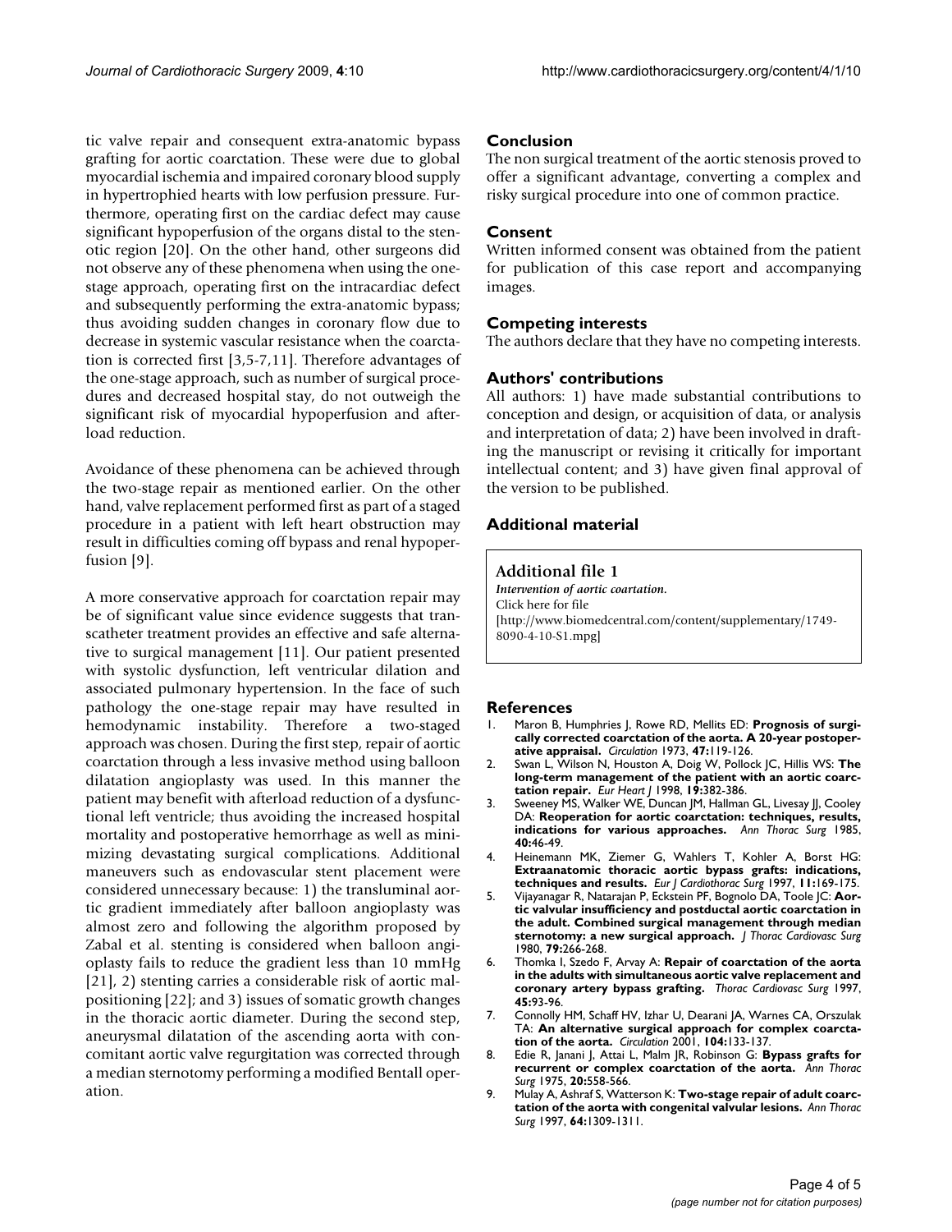tic valve repair and consequent extra-anatomic bypass grafting for aortic coarctation. These were due to global myocardial ischemia and impaired coronary blood supply in hypertrophied hearts with low perfusion pressure. Furthermore, operating first on the cardiac defect may cause significant hypoperfusion of the organs distal to the stenotic region [20]. On the other hand, other surgeons did not observe any of these phenomena when using the one-stage approach, operating first on the intracardiac defect and subsequently performing the extra-anatomic bypass; thus avoiding sudden changes in coronary flow due to decrease in systemic vascular resistance when the coarctation is corrected first [3,5-7,11]. Therefore advantages of the one-stage approach, such as number of surgical procedures and decreased hospital stay, do not outweigh the significant risk of myocardial hypoperfusion and afterload reduction.

Avoidance of these phenomena can be achieved through the two-stage repair as mentioned earlier. On the other hand, valve replacement performed first as part of a staged procedure in a patient with left heart obstruction may result in difficulties coming off bypass and renal hypoperfusion [9].

A more conservative approach for coarctation repair may be of significant value since evidence suggests that transcatheter treatment provides an effective and safe alternative to surgical management [11]. Our patient presented with systolic dysfunction, left ventricular dilation and associated pulmonary hypertension. In the face of such pathology the one-stage repair may have resulted in hemodynamic instability. Therefore a two-staged approach was chosen. During the first step, repair of aortic coarctation through a less invasive method using balloon dilatation angioplasty was used. In this manner the patient may benefit with afterload reduction of a dysfunctional left ventricle; thus avoiding the increased hospital mortality and postoperative hemorrhage as well as minimizing devastating surgical complications. Additional maneuvers such as endovascular stent placement were considered unnecessary because: 1) the transluminal aortic gradient immediately after balloon angioplasty was almost zero and following the algorithm proposed by Zabal et al. stenting is considered when balloon angioplasty fails to reduce the gradient less than 10 mmHg [21], 2) stenting carries a considerable risk of aortic malpositioning [22]; and 3) issues of somatic growth changes in the thoracic aortic diameter. During the second step, aneurysmal dilatation of the ascending aorta with concomitant aortic valve regurgitation was corrected through a median sternotomy performing a modified Bentall operation.

## Conclusion

The non surgical treatment of the aortic stenosis proved to offer a significant advantage, converting a complex and risky surgical procedure into one of common practice.

## Consent

Written informed consent was obtained from the patient for publication of this case report and accompanying images.

## Competing interests

The authors declare that they have no competing interests.

## Authors' contributions

All authors: 1) have made substantial contributions to conception and design, or acquisition of data, or analysis and interpretation of data; 2) have been involved in drafting the manuscript or revising it critically for important intellectual content; and 3) have given final approval of the version to be published.

## Additional material

**Additional file 1**
*Intervention of aortic coartation.*
Click here for file
[http://www.biomedcentral.com/content/supplementary/1749-8090-4-10-S1.mpg]

## References

1. Maron B, Humphries J, Rowe RD, Mellits ED: **Prognosis of surgically corrected coarctation of the aorta. A 20-year postoperative appraisal.** *Circulation* 1973, **47:**119-126.
2. Swan L, Wilson N, Houston A, Doig W, Pollock JC, Hillis WS: **The long-term management of the patient with an aortic coarctation repair.** *Eur Heart J* 1998, **19:**382-386.
3. Sweeney MS, Walker WE, Duncan JM, Hallman GL, Livesay JJ, Cooley DA: **Reoperation for aortic coarctation: techniques, results, indications for various approaches.** *Ann Thorac Surg* 1985, **40:**46-49.
4. Heinemann MK, Ziemer G, Wahlers T, Kohler A, Borst HG: **Extraanatomic thoracic aortic bypass grafts: indications, techniques and results.** *Eur J Cardiothorac Surg* 1997, **11:**169-175.
5. Vijayanagar R, Natarajan P, Eckstein PF, Bognolo DA, Toole JC: **Aortic valvular insufficiency and postductal aortic coarctation in the adult. Combined surgical management through median sternotomy: a new surgical approach.** *J Thorac Cardiovasc Surg* 1980, **79:**266-268.
6. Thomka I, Szedo F, Arvay A: **Repair of coarctation of the aorta in the adults with simultaneous aortic valve replacement and coronary artery bypass grafting.** *Thorac Cardiovasc Surg* 1997, **45:**93-96.
7. Connolly HM, Schaff HV, Izhar U, Dearani JA, Warnes CA, Orszulak TA: **An alternative surgical approach for complex coarctation of the aorta.** *Circulation* 2001, **104:**133-137.
8. Edie R, Janani J, Attai L, Malm JR, Robinson G: **Bypass grafts for recurrent or complex coarctation of the aorta.** *Ann Thorac Surg* 1975, **20:**558-566.
9. Mulay A, Ashraf S, Watterson K: **Two-stage repair of adult coarctation of the aorta with congenital valvular lesions.** *Ann Thorac Surg* 1997, **64:**1309-1311.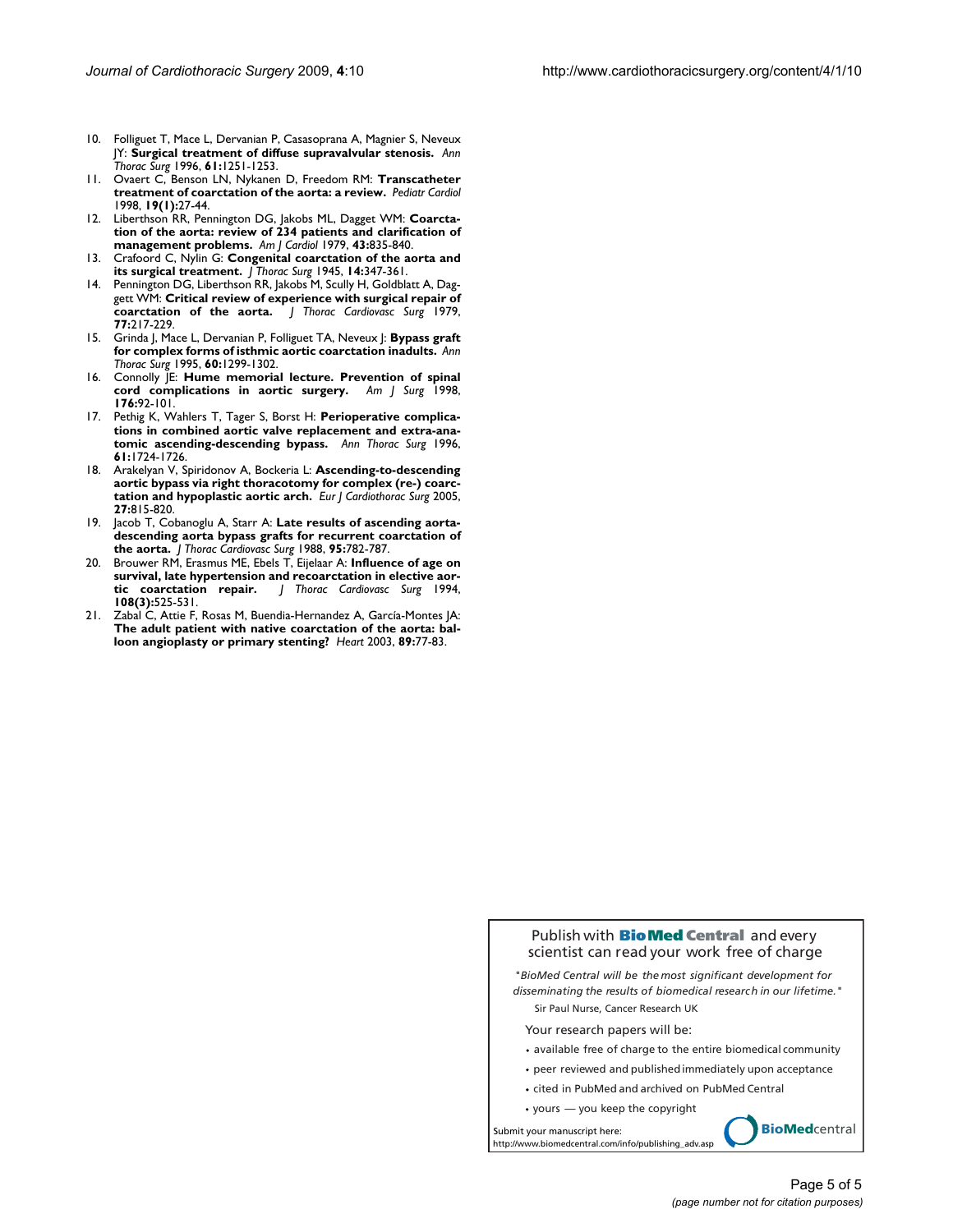10. Folliguet T, Mace L, Dervanian P, Casasoprana A, Magnier S, Neveux JY: **Surgical treatment of diffuse supravalvular stenosis.** *Ann Thorac Surg* 1996, **61:**1251-1253.
11. Ovaert C, Benson LN, Nykanen D, Freedom RM: **Transcatheter treatment of coarctation of the aorta: a review.** *Pediatr Cardiol* 1998, **19(1):**27-44.
12. Liberthson RR, Pennington DG, Jakobs ML, Dagget WM: **Coarctation of the aorta: review of 234 patients and clarification of management problems.** *Am J Cardiol* 1979, **43:**835-840.
13. Crafoord C, Nylin G: **Congenital coarctation of the aorta and its surgical treatment.** *J Thorac Surg* 1945, **14:**347-361.
14. Pennington DG, Liberthson RR, Jakobs M, Scully H, Goldblatt A, Daggett WM: **Critical review of experience with surgical repair of coarctation of the aorta.** *J Thorac Cardiovasc Surg* 1979, **77:**217-229.
15. Grinda J, Mace L, Dervanian P, Folliguet TA, Neveux J: **Bypass graft for complex forms of isthmic aortic coarctation inadults.** *Ann Thorac Surg* 1995, **60:**1299-1302.
16. Connolly JE: **Hume memorial lecture. Prevention of spinal cord complications in aortic surgery.** *Am J Surg* 1998, **176:**92-101.
17. Pethig K, Wahlers T, Tager S, Borst H: **Perioperative complications in combined aortic valve replacement and extra-anatomic ascending-descending bypass.** *Ann Thorac Surg* 1996, **61:**1724-1726.
18. Arakelyan V, Spiridonov A, Bockeria L: **Ascending-to-descending aortic bypass via right thoracotomy for complex (re-) coarctation and hypoplastic aortic arch.** *Eur J Cardiothorac Surg* 2005, **27:**815-820.
19. Jacob T, Cobanoglu A, Starr A: **Late results of ascending aorta-descending aorta bypass grafts for recurrent coarctation of the aorta.** *J Thorac Cardiovasc Surg* 1988, **95:**782-787.
20. Brouwer RM, Erasmus ME, Ebels T, Eijelaar A: **Influence of age on survival, late hypertension and recoarctation in elective aortic coarctation repair.** *J Thorac Cardiovasc Surg* 1994, **108(3):**525-531.
21. Zabal C, Attie F, Rosas M, Buendia-Hernandez A, García-Montes JA: **The adult patient with native coarctation of the aorta: balloon angioplasty or primary stenting?** *Heart* 2003, **89:**77-83.

Publish with **BioMed Central** and every scientist can read your work free of charge

*"BioMed Central will be the most significant development for disseminating the results of biomedical research in our lifetime."*
Sir Paul Nurse, Cancer Research UK

Your research papers will be:

- available free of charge to the entire biomedical community
- peer reviewed and published immediately upon acceptance
- cited in PubMed and archived on PubMed Central
- yours — you keep the copyright

Submit your manuscript here:
http://www.biomedcentral.com/info/publishing_adv.asp

**BioMed**central